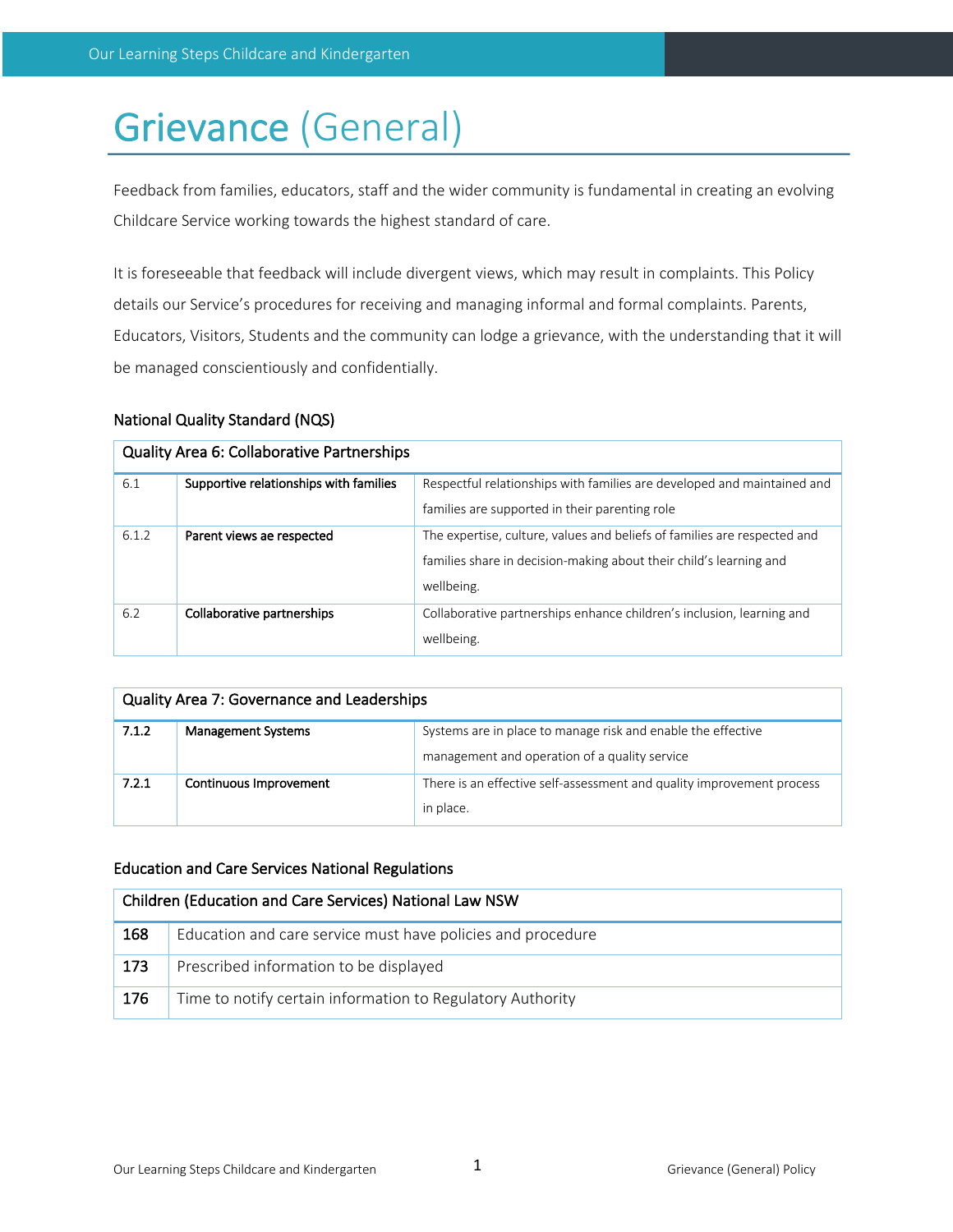# Grievance (General)

Feedback from families, educators, staff and the wider community is fundamental in creating an evolving Childcare Service working towards the highest standard of care.

It is foreseeable that feedback will include divergent views, which may result in complaints. This Policy details our Service's procedures for receiving and managing informal and formal complaints. Parents, Educators, Visitors, Students and the community can lodge a grievance, with the understanding that it will be managed conscientiously and confidentially.

### National Quality Standard (NQS)

| Quality Area 6: Collaborative Partnerships | | |
|---|---|---|
| 6.1 | **Supportive relationships with families** | Respectful relationships with families are developed and maintained and families are supported in their parenting role |
| 6.1.2 | **Parent views ae respected** | The expertise, culture, values and beliefs of families are respected and families share in decision-making about their child's learning and wellbeing. |
| 6.2 | **Collaborative partnerships** | Collaborative partnerships enhance children's inclusion, learning and wellbeing. |

| Quality Area 7: Governance and Leaderships | | |
|---|---|---|
| **7.1.2** | **Management Systems** | Systems are in place to manage risk and enable the effective management and operation of a quality service |
| **7.2.1** | **Continuous Improvement** | There is an effective self-assessment and quality improvement process in place. |

### Education and Care Services National Regulations

| Children (Education and Care Services) National Law NSW | |
|---|---|
| **168** | Education and care service must have policies and procedure |
| **173** | Prescribed information to be displayed |
| **176** | Time to notify certain information to Regulatory Authority |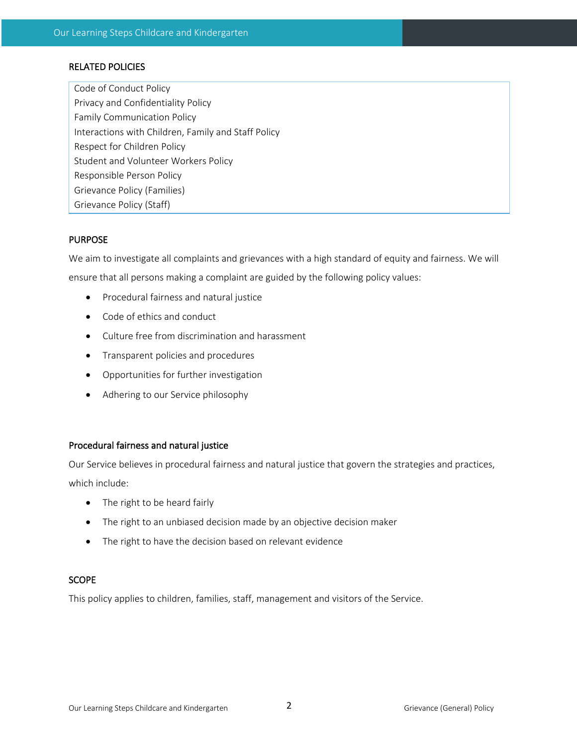## RELATED POLICIES

| Code of Conduct Policy |
|---|
| Privacy and Confidentiality Policy |
| Family Communication Policy |
| Interactions with Children, Family and Staff Policy |
| Respect for Children Policy |
| Student and Volunteer Workers Policy |
| Responsible Person Policy |
| Grievance Policy (Families) |
| Grievance Policy (Staff) |

## PURPOSE

We aim to investigate all complaints and grievances with a high standard of equity and fairness. We will ensure that all persons making a complaint are guided by the following policy values:

- Procedural fairness and natural justice
- Code of ethics and conduct
- Culture free from discrimination and harassment
- Transparent policies and procedures
- Opportunities for further investigation
- Adhering to our Service philosophy

### Procedural fairness and natural justice

Our Service believes in procedural fairness and natural justice that govern the strategies and practices, which include:

- The right to be heard fairly
- The right to an unbiased decision made by an objective decision maker
- The right to have the decision based on relevant evidence

## SCOPE

This policy applies to children, families, staff, management and visitors of the Service.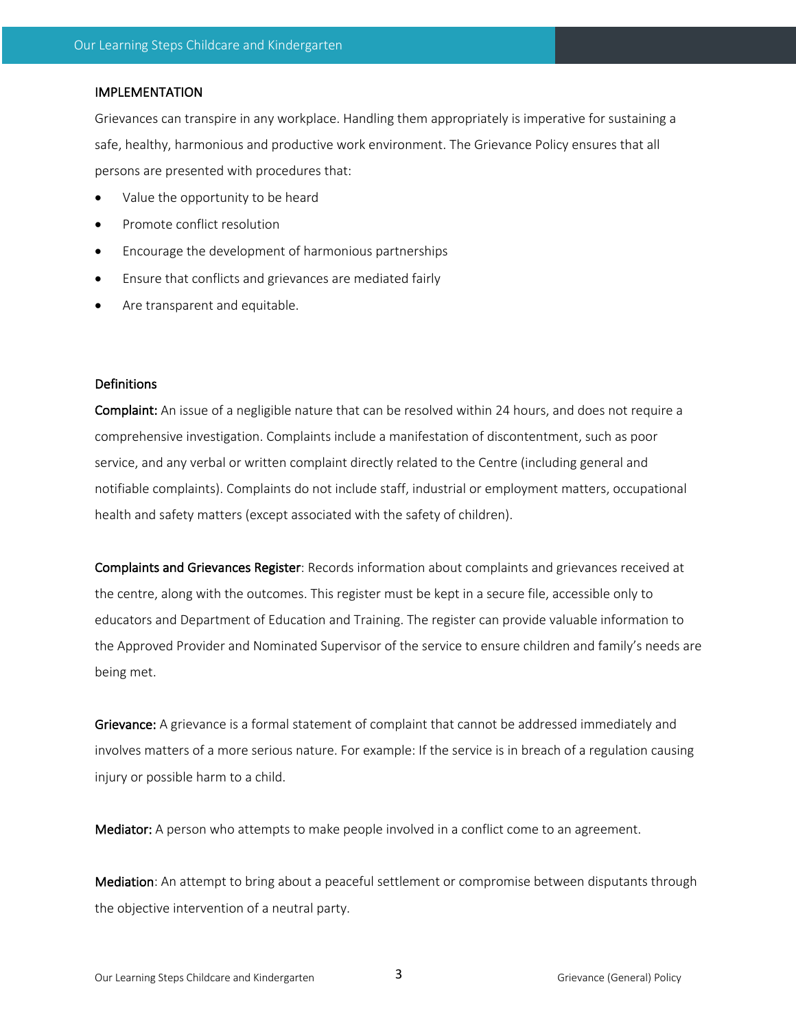## IMPLEMENTATION

Grievances can transpire in any workplace. Handling them appropriately is imperative for sustaining a safe, healthy, harmonious and productive work environment. The Grievance Policy ensures that all persons are presented with procedures that:

- Value the opportunity to be heard
- Promote conflict resolution
- Encourage the development of harmonious partnerships
- Ensure that conflicts and grievances are mediated fairly
- Are transparent and equitable.

### Definitions

**Complaint:** An issue of a negligible nature that can be resolved within 24 hours, and does not require a comprehensive investigation. Complaints include a manifestation of discontentment, such as poor service, and any verbal or written complaint directly related to the Centre (including general and notifiable complaints). Complaints do not include staff, industrial or employment matters, occupational health and safety matters (except associated with the safety of children).

**Complaints and Grievances Register**: Records information about complaints and grievances received at the centre, along with the outcomes. This register must be kept in a secure file, accessible only to educators and Department of Education and Training. The register can provide valuable information to the Approved Provider and Nominated Supervisor of the service to ensure children and family's needs are being met.

**Grievance:** A grievance is a formal statement of complaint that cannot be addressed immediately and involves matters of a more serious nature. For example: If the service is in breach of a regulation causing injury or possible harm to a child.

**Mediator:** A person who attempts to make people involved in a conflict come to an agreement.

**Mediation**: An attempt to bring about a peaceful settlement or compromise between disputants through the objective intervention of a neutral party.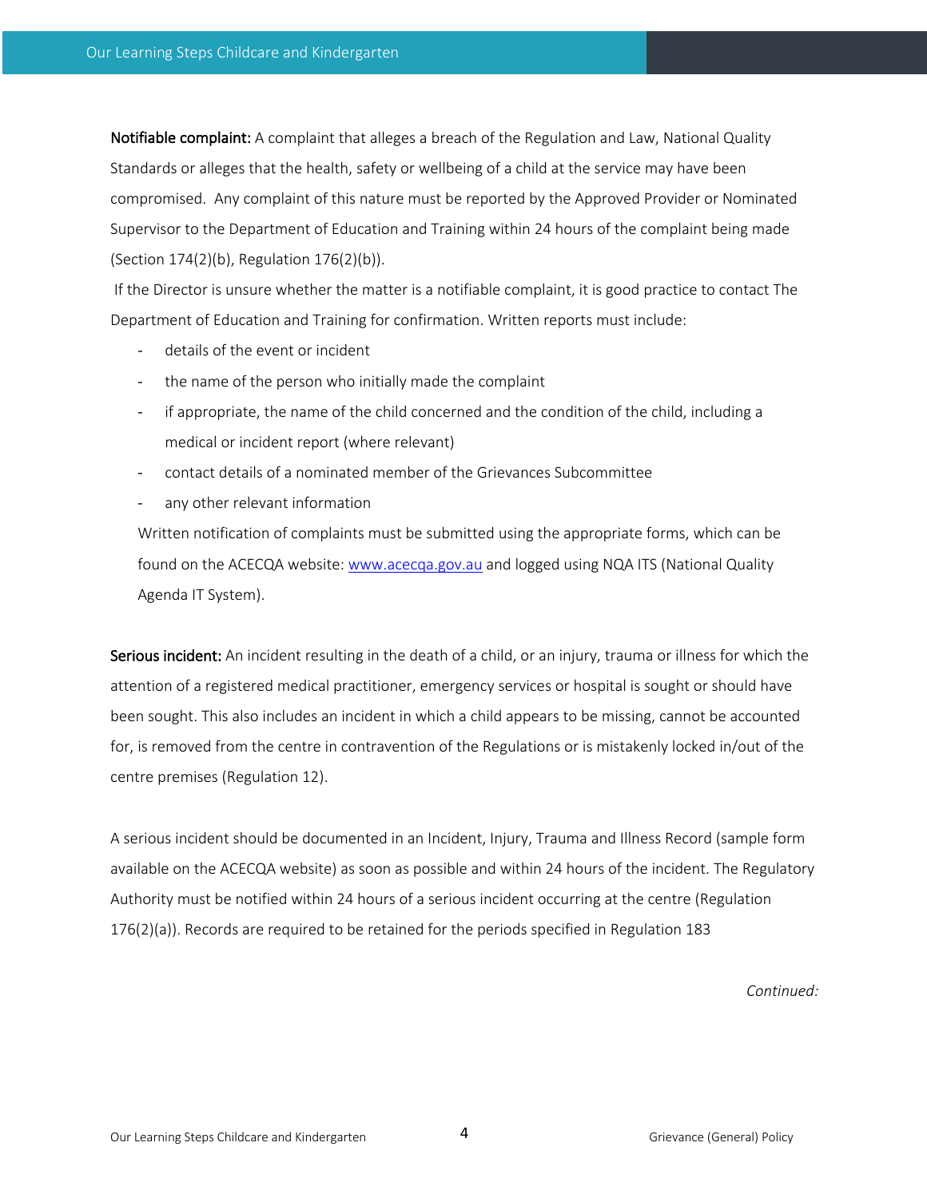**Notifiable complaint:** A complaint that alleges a breach of the Regulation and Law, National Quality Standards or alleges that the health, safety or wellbeing of a child at the service may have been compromised. Any complaint of this nature must be reported by the Approved Provider or Nominated Supervisor to the Department of Education and Training within 24 hours of the complaint being made (Section 174(2)(b), Regulation 176(2)(b)).

If the Director is unsure whether the matter is a notifiable complaint, it is good practice to contact The Department of Education and Training for confirmation. Written reports must include:

- details of the event or incident
- the name of the person who initially made the complaint
- if appropriate, the name of the child concerned and the condition of the child, including a medical or incident report (where relevant)
- contact details of a nominated member of the Grievances Subcommittee
- any other relevant information

Written notification of complaints must be submitted using the appropriate forms, which can be found on the ACECQA website: [www.acecqa.gov.au](http://www.acecqa.gov.au) and logged using NQA ITS (National Quality Agenda IT System).

**Serious incident:** An incident resulting in the death of a child, or an injury, trauma or illness for which the attention of a registered medical practitioner, emergency services or hospital is sought or should have been sought. This also includes an incident in which a child appears to be missing, cannot be accounted for, is removed from the centre in contravention of the Regulations or is mistakenly locked in/out of the centre premises (Regulation 12).

A serious incident should be documented in an Incident, Injury, Trauma and Illness Record (sample form available on the ACECQA website) as soon as possible and within 24 hours of the incident. The Regulatory Authority must be notified within 24 hours of a serious incident occurring at the centre (Regulation 176(2)(a)). Records are required to be retained for the periods specified in Regulation 183

*Continued:*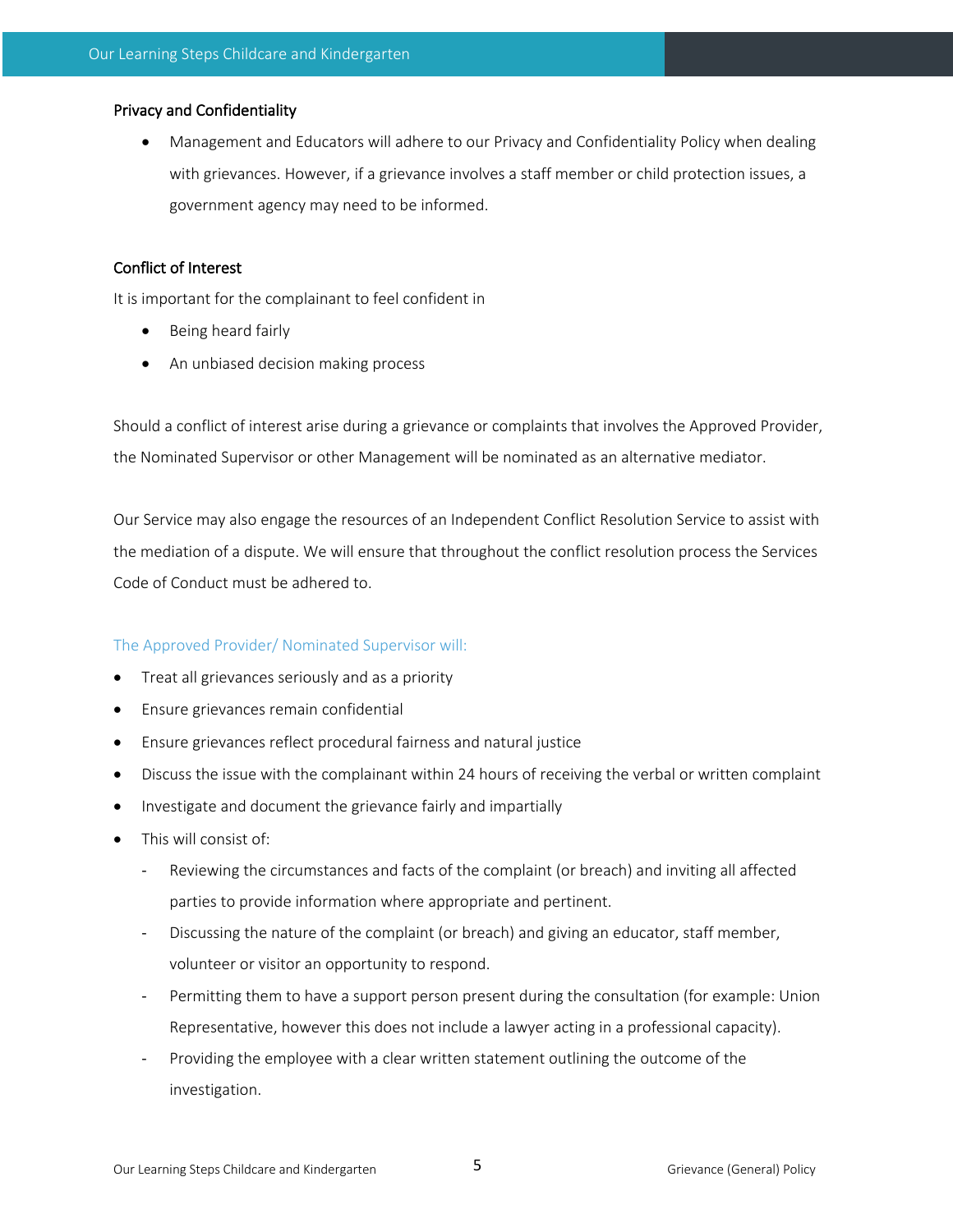### Privacy and Confidentiality

- Management and Educators will adhere to our Privacy and Confidentiality Policy when dealing with grievances. However, if a grievance involves a staff member or child protection issues, a government agency may need to be informed.

### Conflict of Interest

It is important for the complainant to feel confident in

- Being heard fairly
- An unbiased decision making process

Should a conflict of interest arise during a grievance or complaints that involves the Approved Provider, the Nominated Supervisor or other Management will be nominated as an alternative mediator.

Our Service may also engage the resources of an Independent Conflict Resolution Service to assist with the mediation of a dispute. We will ensure that throughout the conflict resolution process the Services Code of Conduct must be adhered to.

#### The Approved Provider/ Nominated Supervisor will:

- Treat all grievances seriously and as a priority
- Ensure grievances remain confidential
- Ensure grievances reflect procedural fairness and natural justice
- Discuss the issue with the complainant within 24 hours of receiving the verbal or written complaint
- Investigate and document the grievance fairly and impartially
- This will consist of:
  - Reviewing the circumstances and facts of the complaint (or breach) and inviting all affected parties to provide information where appropriate and pertinent.
  - Discussing the nature of the complaint (or breach) and giving an educator, staff member, volunteer or visitor an opportunity to respond.
  - Permitting them to have a support person present during the consultation (for example: Union Representative, however this does not include a lawyer acting in a professional capacity).
  - Providing the employee with a clear written statement outlining the outcome of the investigation.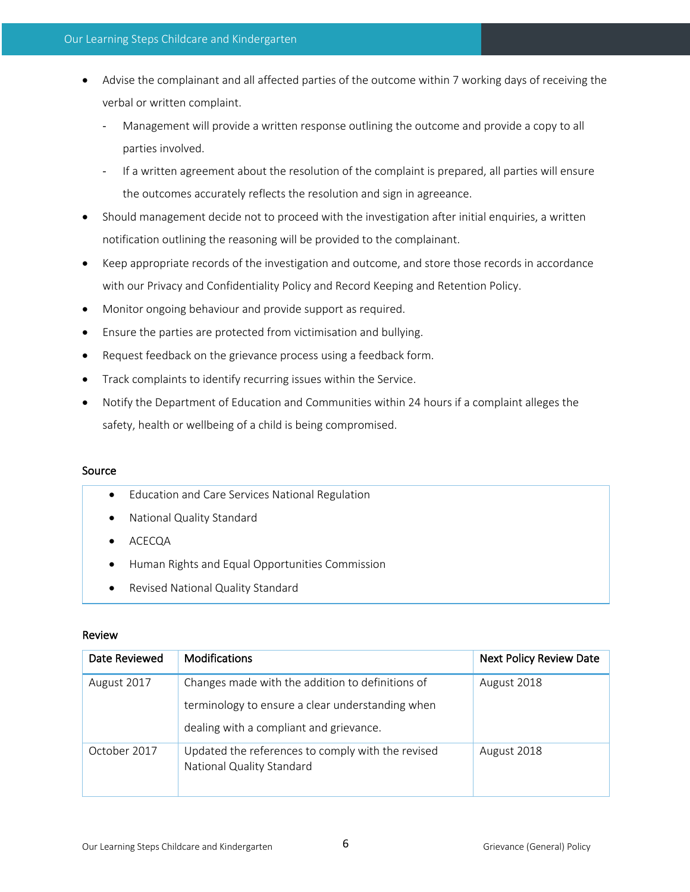- Advise the complainant and all affected parties of the outcome within 7 working days of receiving the verbal or written complaint.
    - Management will provide a written response outlining the outcome and provide a copy to all parties involved.
    - If a written agreement about the resolution of the complaint is prepared, all parties will ensure the outcomes accurately reflects the resolution and sign in agreeance.
- Should management decide not to proceed with the investigation after initial enquiries, a written notification outlining the reasoning will be provided to the complainant.
- Keep appropriate records of the investigation and outcome, and store those records in accordance with our Privacy and Confidentiality Policy and Record Keeping and Retention Policy.
- Monitor ongoing behaviour and provide support as required.
- Ensure the parties are protected from victimisation and bullying.
- Request feedback on the grievance process using a feedback form.
- Track complaints to identify recurring issues within the Service.
- Notify the Department of Education and Communities within 24 hours if a complaint alleges the safety, health or wellbeing of a child is being compromised.

### Source

- Education and Care Services National Regulation
- National Quality Standard
- ACECQA
- Human Rights and Equal Opportunities Commission
- Revised National Quality Standard

### Review

| Date Reviewed | Modifications | Next Policy Review Date |
|---|---|---|
| August 2017 | Changes made with the addition to definitions of terminology to ensure a clear understanding when dealing with a compliant and grievance. | August 2018 |
| October 2017 | Updated the references to comply with the revised National Quality Standard | August 2018 |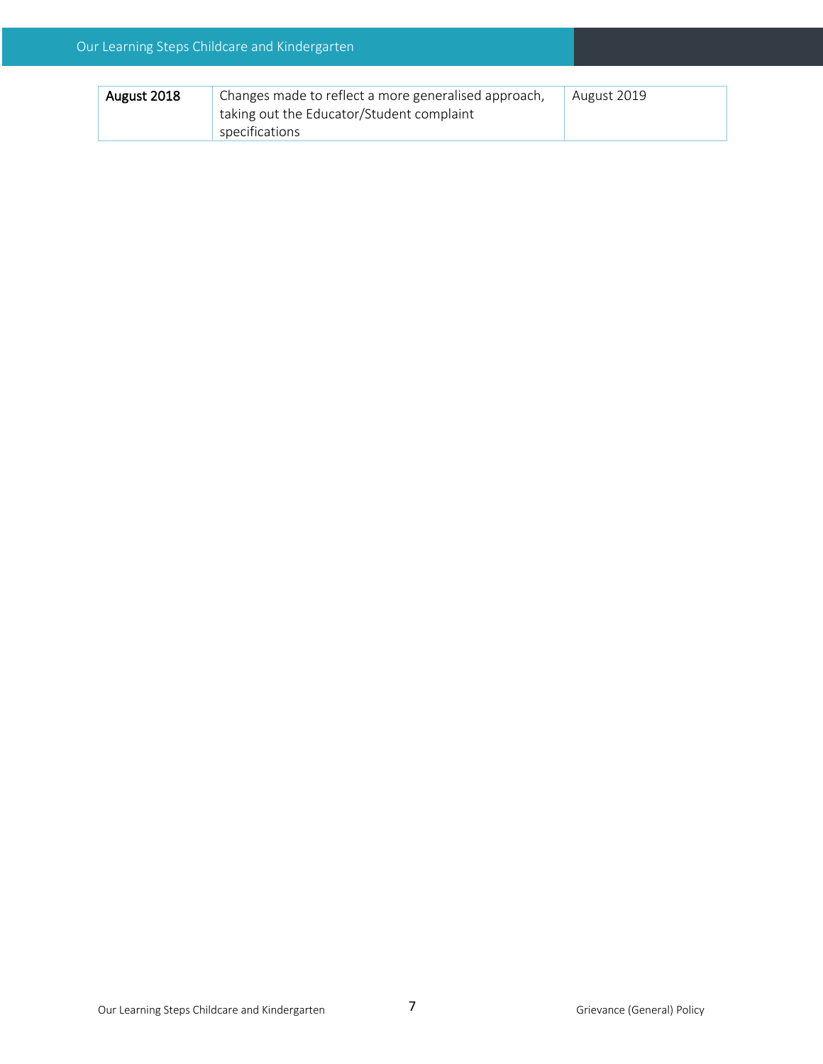| | | |
|---|---|---|
| **August 2018** | Changes made to reflect a more generalised approach, taking out the Educator/Student complaint specifications | August 2019 |